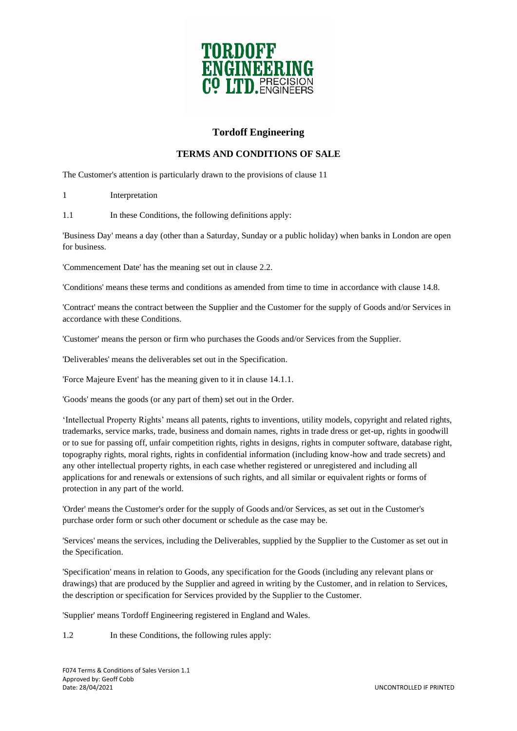# Tordoff Engineering

## TERMS AND CONDITIONS OF SALE

The Customer's attention is particularly drawn to the provisions of clause 11

1 Interpretation

1.1 In these Conditions, the following definitions apply:

'Business Day' means a day (other than a Saturday, Sunday or a public holiday) when banks in London are open for business.

'Commencement Date' has the meaning set out in clause 2.2.

'Conditions' means these terms and conditions as amended from time to time in accordance with clause 14.8.

'Contract' means the contract between the Supplier and the Customer for the supply of Goods and/or Services in accordance with these Conditions.

'Customer' means the person or firm who purchases the Goods and/or Services from the Supplier.

'Deliverables' means the deliverables set out in the Specification.

'Force Majeure Event' has the meaning given to it in clause 14.1.1.

'Goods' means the goods (or any part of them) set out in the Order.

'Intellectual Property Rights' means all patents, rights to inventions, utility models, copyright and related rights, trademarks, service marks, trade, business and domain names, rights in trade dress or get-up, rights in goodwill or to sue for passing off, unfair competition rights, rights in designs, rights in computer software, database right, topography rights, moral rights, rights in confidential information (including know-how and trade secrets) and any other intellectual property rights, in each case whether registered or unregistered and including all applications for and renewals or extensions of such rights, and all similar or equivalent rights or forms of protection in any part of the world.

'Order' means the Customer's order for the supply of Goods and/or Services, as set out in the Customer's purchase order form or such other document or schedule as the case may be.

'Services' means the services, including the Deliverables, supplied by the Supplier to the Customer as set out in the Specification.

'Specification' means in relation to Goods, any specification for the Goods (including any relevant plans or drawings) that are produced by the Supplier and agreed in writing by the Customer, and in relation to Services, the description or specification for Services provided by the Supplier to the Customer.

'Supplier' means Tordoff Engineering registered in England and Wales.

1.2 In these Conditions, the following rules apply: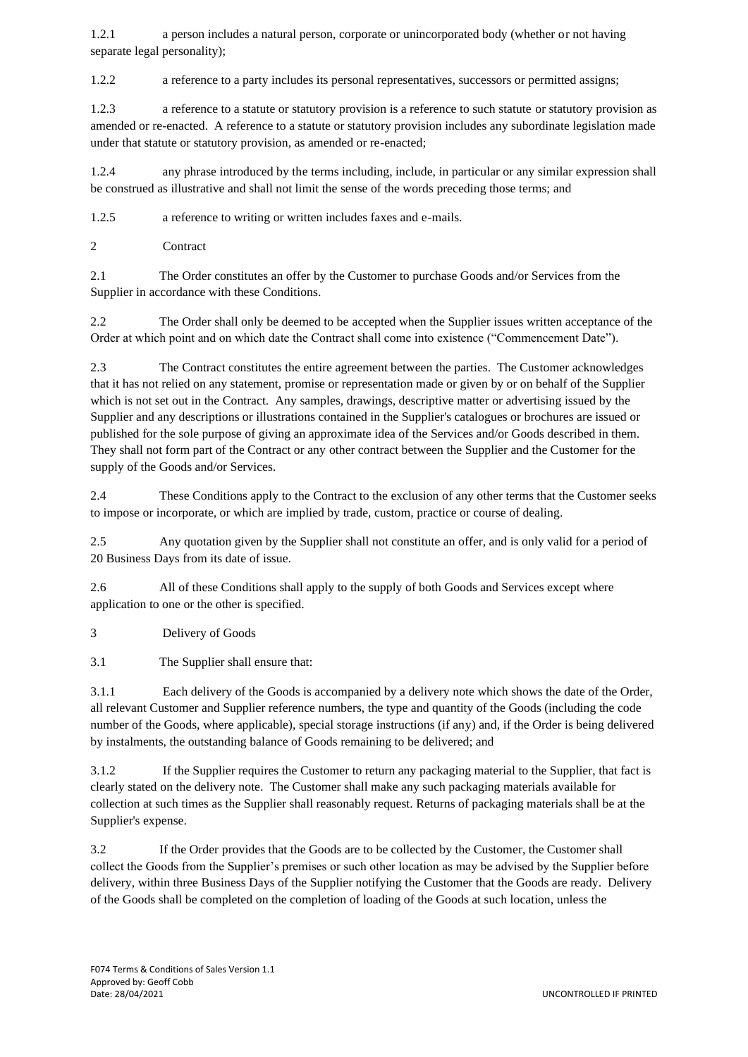1.2.1 a person includes a natural person, corporate or unincorporated body (whether or not having separate legal personality);

1.2.2 a reference to a party includes its personal representatives, successors or permitted assigns;

1.2.3 a reference to a statute or statutory provision is a reference to such statute or statutory provision as amended or re-enacted. A reference to a statute or statutory provision includes any subordinate legislation made under that statute or statutory provision, as amended or re-enacted;

1.2.4 any phrase introduced by the terms including, include, in particular or any similar expression shall be construed as illustrative and shall not limit the sense of the words preceding those terms; and

1.2.5 a reference to writing or written includes faxes and e-mails.

## 2 Contract

2.1 The Order constitutes an offer by the Customer to purchase Goods and/or Services from the Supplier in accordance with these Conditions.

2.2 The Order shall only be deemed to be accepted when the Supplier issues written acceptance of the Order at which point and on which date the Contract shall come into existence ("Commencement Date").

2.3 The Contract constitutes the entire agreement between the parties. The Customer acknowledges that it has not relied on any statement, promise or representation made or given by or on behalf of the Supplier which is not set out in the Contract. Any samples, drawings, descriptive matter or advertising issued by the Supplier and any descriptions or illustrations contained in the Supplier's catalogues or brochures are issued or published for the sole purpose of giving an approximate idea of the Services and/or Goods described in them. They shall not form part of the Contract or any other contract between the Supplier and the Customer for the supply of the Goods and/or Services.

2.4 These Conditions apply to the Contract to the exclusion of any other terms that the Customer seeks to impose or incorporate, or which are implied by trade, custom, practice or course of dealing.

2.5 Any quotation given by the Supplier shall not constitute an offer, and is only valid for a period of 20 Business Days from its date of issue.

2.6 All of these Conditions shall apply to the supply of both Goods and Services except where application to one or the other is specified.

## 3 Delivery of Goods

3.1 The Supplier shall ensure that:

3.1.1 Each delivery of the Goods is accompanied by a delivery note which shows the date of the Order, all relevant Customer and Supplier reference numbers, the type and quantity of the Goods (including the code number of the Goods, where applicable), special storage instructions (if any) and, if the Order is being delivered by instalments, the outstanding balance of Goods remaining to be delivered; and

3.1.2 If the Supplier requires the Customer to return any packaging material to the Supplier, that fact is clearly stated on the delivery note. The Customer shall make any such packaging materials available for collection at such times as the Supplier shall reasonably request. Returns of packaging materials shall be at the Supplier's expense.

3.2 If the Order provides that the Goods are to be collected by the Customer, the Customer shall collect the Goods from the Supplier's premises or such other location as may be advised by the Supplier before delivery, within three Business Days of the Supplier notifying the Customer that the Goods are ready. Delivery of the Goods shall be completed on the completion of loading of the Goods at such location, unless the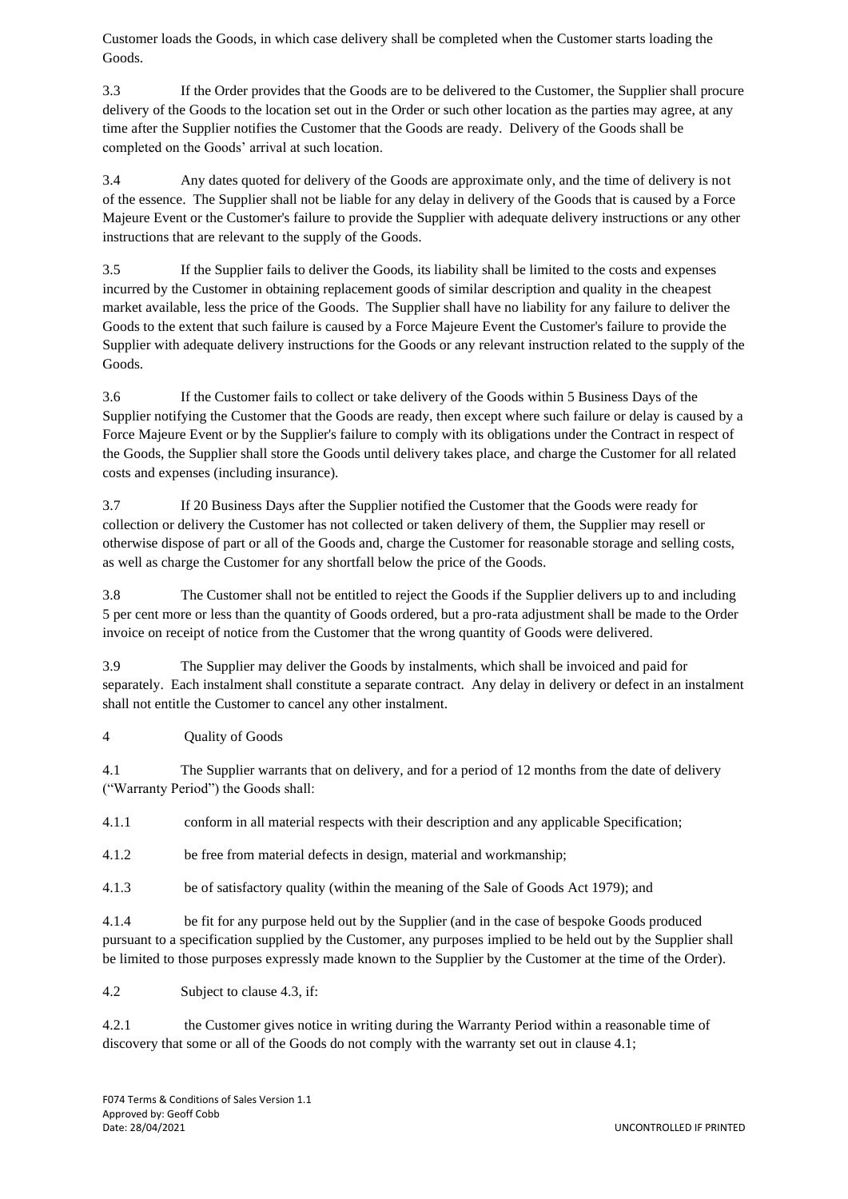Customer loads the Goods, in which case delivery shall be completed when the Customer starts loading the Goods.

3.3 If the Order provides that the Goods are to be delivered to the Customer, the Supplier shall procure delivery of the Goods to the location set out in the Order or such other location as the parties may agree, at any time after the Supplier notifies the Customer that the Goods are ready. Delivery of the Goods shall be completed on the Goods' arrival at such location.

3.4 Any dates quoted for delivery of the Goods are approximate only, and the time of delivery is not of the essence. The Supplier shall not be liable for any delay in delivery of the Goods that is caused by a Force Majeure Event or the Customer's failure to provide the Supplier with adequate delivery instructions or any other instructions that are relevant to the supply of the Goods.

3.5 If the Supplier fails to deliver the Goods, its liability shall be limited to the costs and expenses incurred by the Customer in obtaining replacement goods of similar description and quality in the cheapest market available, less the price of the Goods. The Supplier shall have no liability for any failure to deliver the Goods to the extent that such failure is caused by a Force Majeure Event the Customer's failure to provide the Supplier with adequate delivery instructions for the Goods or any relevant instruction related to the supply of the Goods.

3.6 If the Customer fails to collect or take delivery of the Goods within 5 Business Days of the Supplier notifying the Customer that the Goods are ready, then except where such failure or delay is caused by a Force Majeure Event or by the Supplier's failure to comply with its obligations under the Contract in respect of the Goods, the Supplier shall store the Goods until delivery takes place, and charge the Customer for all related costs and expenses (including insurance).

3.7 If 20 Business Days after the Supplier notified the Customer that the Goods were ready for collection or delivery the Customer has not collected or taken delivery of them, the Supplier may resell or otherwise dispose of part or all of the Goods and, charge the Customer for reasonable storage and selling costs, as well as charge the Customer for any shortfall below the price of the Goods.

3.8 The Customer shall not be entitled to reject the Goods if the Supplier delivers up to and including 5 per cent more or less than the quantity of Goods ordered, but a pro-rata adjustment shall be made to the Order invoice on receipt of notice from the Customer that the wrong quantity of Goods were delivered.

3.9 The Supplier may deliver the Goods by instalments, which shall be invoiced and paid for separately. Each instalment shall constitute a separate contract. Any delay in delivery or defect in an instalment shall not entitle the Customer to cancel any other instalment.

## 4 Quality of Goods

4.1 The Supplier warrants that on delivery, and for a period of 12 months from the date of delivery ("Warranty Period") the Goods shall:

4.1.1 conform in all material respects with their description and any applicable Specification;

4.1.2 be free from material defects in design, material and workmanship;

4.1.3 be of satisfactory quality (within the meaning of the Sale of Goods Act 1979); and

4.1.4 be fit for any purpose held out by the Supplier (and in the case of bespoke Goods produced pursuant to a specification supplied by the Customer, any purposes implied to be held out by the Supplier shall be limited to those purposes expressly made known to the Supplier by the Customer at the time of the Order).

4.2 Subject to clause 4.3, if:

4.2.1 the Customer gives notice in writing during the Warranty Period within a reasonable time of discovery that some or all of the Goods do not comply with the warranty set out in clause 4.1;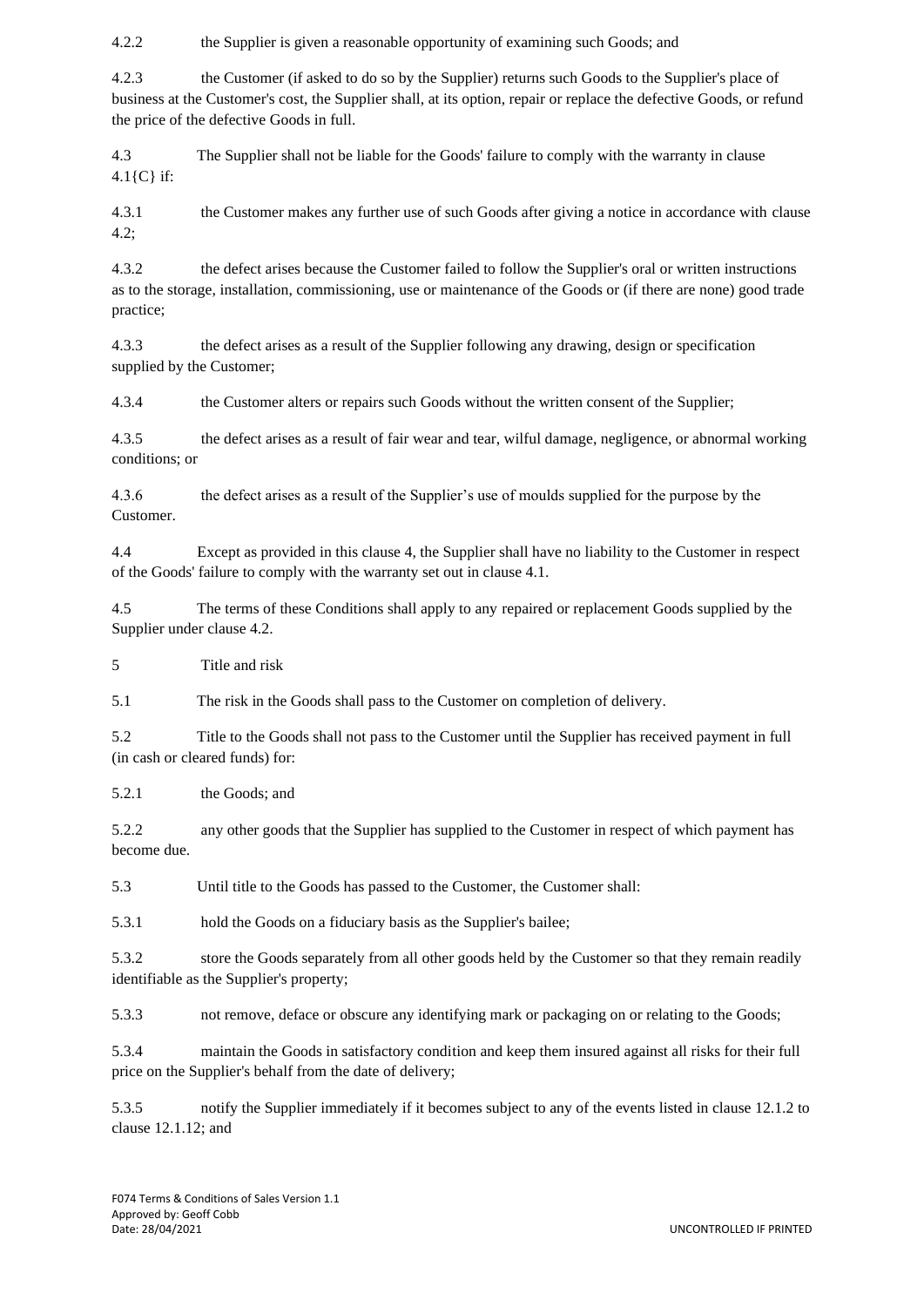4.2.2 the Supplier is given a reasonable opportunity of examining such Goods; and

4.2.3 the Customer (if asked to do so by the Supplier) returns such Goods to the Supplier's place of business at the Customer's cost, the Supplier shall, at its option, repair or replace the defective Goods, or refund the price of the defective Goods in full.

4.3 The Supplier shall not be liable for the Goods' failure to comply with the warranty in clause 4.1{C} if:

4.3.1 the Customer makes any further use of such Goods after giving a notice in accordance with clause 4.2;

4.3.2 the defect arises because the Customer failed to follow the Supplier's oral or written instructions as to the storage, installation, commissioning, use or maintenance of the Goods or (if there are none) good trade practice;

4.3.3 the defect arises as a result of the Supplier following any drawing, design or specification supplied by the Customer;

4.3.4 the Customer alters or repairs such Goods without the written consent of the Supplier;

4.3.5 the defect arises as a result of fair wear and tear, wilful damage, negligence, or abnormal working conditions; or

4.3.6 the defect arises as a result of the Supplier's use of moulds supplied for the purpose by the Customer.

4.4 Except as provided in this clause 4, the Supplier shall have no liability to the Customer in respect of the Goods' failure to comply with the warranty set out in clause 4.1.

4.5 The terms of these Conditions shall apply to any repaired or replacement Goods supplied by the Supplier under clause 4.2.

5 Title and risk

5.1 The risk in the Goods shall pass to the Customer on completion of delivery.

5.2 Title to the Goods shall not pass to the Customer until the Supplier has received payment in full (in cash or cleared funds) for:

5.2.1 the Goods; and

5.2.2 any other goods that the Supplier has supplied to the Customer in respect of which payment has become due.

5.3 Until title to the Goods has passed to the Customer, the Customer shall:

5.3.1 hold the Goods on a fiduciary basis as the Supplier's bailee;

5.3.2 store the Goods separately from all other goods held by the Customer so that they remain readily identifiable as the Supplier's property;

5.3.3 not remove, deface or obscure any identifying mark or packaging on or relating to the Goods;

5.3.4 maintain the Goods in satisfactory condition and keep them insured against all risks for their full price on the Supplier's behalf from the date of delivery;

5.3.5 notify the Supplier immediately if it becomes subject to any of the events listed in clause 12.1.2 to clause 12.1.12; and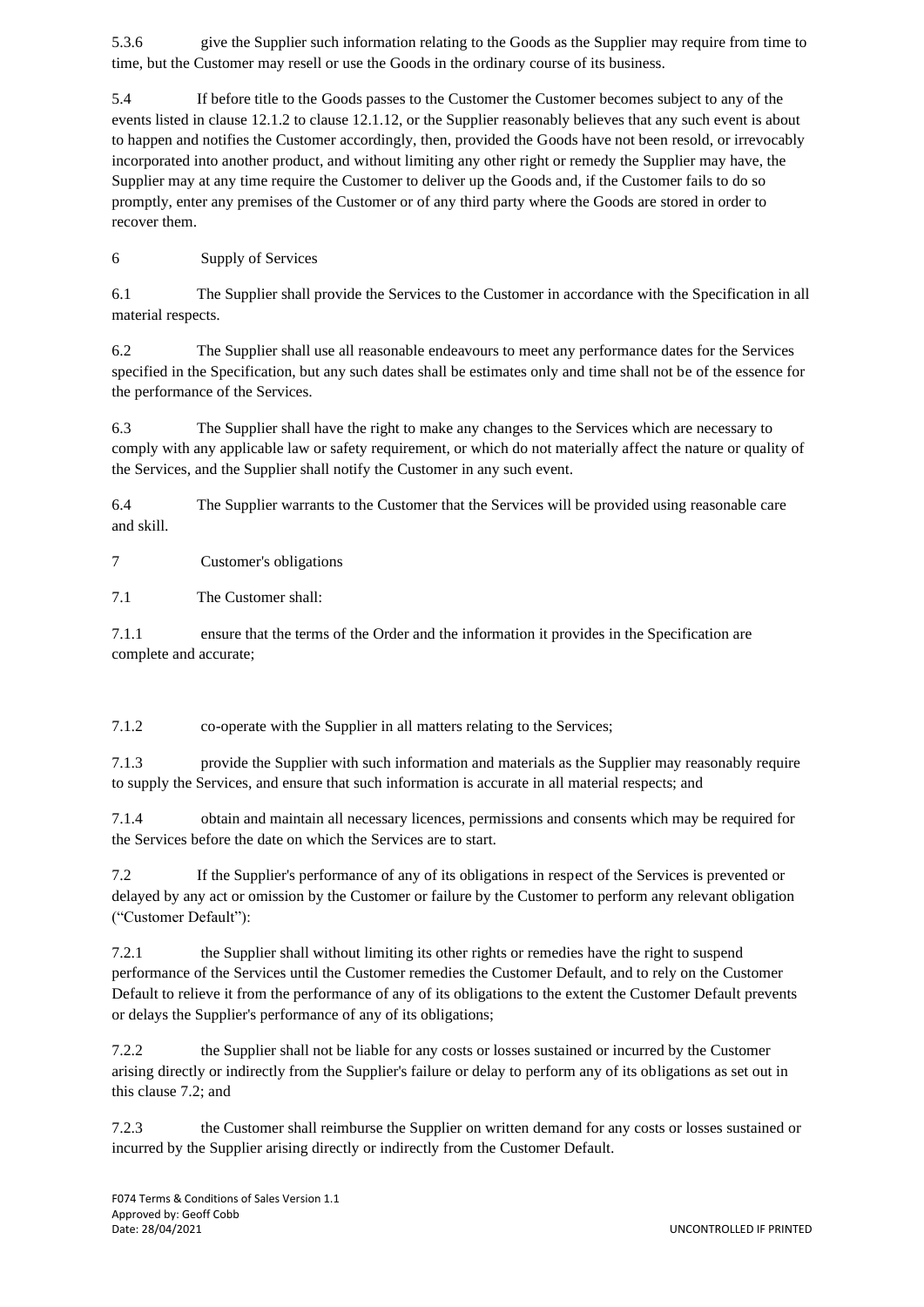5.3.6 give the Supplier such information relating to the Goods as the Supplier may require from time to time, but the Customer may resell or use the Goods in the ordinary course of its business.

5.4 If before title to the Goods passes to the Customer the Customer becomes subject to any of the events listed in clause 12.1.2 to clause 12.1.12, or the Supplier reasonably believes that any such event is about to happen and notifies the Customer accordingly, then, provided the Goods have not been resold, or irrevocably incorporated into another product, and without limiting any other right or remedy the Supplier may have, the Supplier may at any time require the Customer to deliver up the Goods and, if the Customer fails to do so promptly, enter any premises of the Customer or of any third party where the Goods are stored in order to recover them.

## 6 Supply of Services

6.1 The Supplier shall provide the Services to the Customer in accordance with the Specification in all material respects.

6.2 The Supplier shall use all reasonable endeavours to meet any performance dates for the Services specified in the Specification, but any such dates shall be estimates only and time shall not be of the essence for the performance of the Services.

6.3 The Supplier shall have the right to make any changes to the Services which are necessary to comply with any applicable law or safety requirement, or which do not materially affect the nature or quality of the Services, and the Supplier shall notify the Customer in any such event.

6.4 The Supplier warrants to the Customer that the Services will be provided using reasonable care and skill.

## 7 Customer's obligations

7.1 The Customer shall:

7.1.1 ensure that the terms of the Order and the information it provides in the Specification are complete and accurate;

7.1.2 co-operate with the Supplier in all matters relating to the Services;

7.1.3 provide the Supplier with such information and materials as the Supplier may reasonably require to supply the Services, and ensure that such information is accurate in all material respects; and

7.1.4 obtain and maintain all necessary licences, permissions and consents which may be required for the Services before the date on which the Services are to start.

7.2 If the Supplier's performance of any of its obligations in respect of the Services is prevented or delayed by any act or omission by the Customer or failure by the Customer to perform any relevant obligation ("Customer Default"):

7.2.1 the Supplier shall without limiting its other rights or remedies have the right to suspend performance of the Services until the Customer remedies the Customer Default, and to rely on the Customer Default to relieve it from the performance of any of its obligations to the extent the Customer Default prevents or delays the Supplier's performance of any of its obligations;

7.2.2 the Supplier shall not be liable for any costs or losses sustained or incurred by the Customer arising directly or indirectly from the Supplier's failure or delay to perform any of its obligations as set out in this clause 7.2; and

7.2.3 the Customer shall reimburse the Supplier on written demand for any costs or losses sustained or incurred by the Supplier arising directly or indirectly from the Customer Default.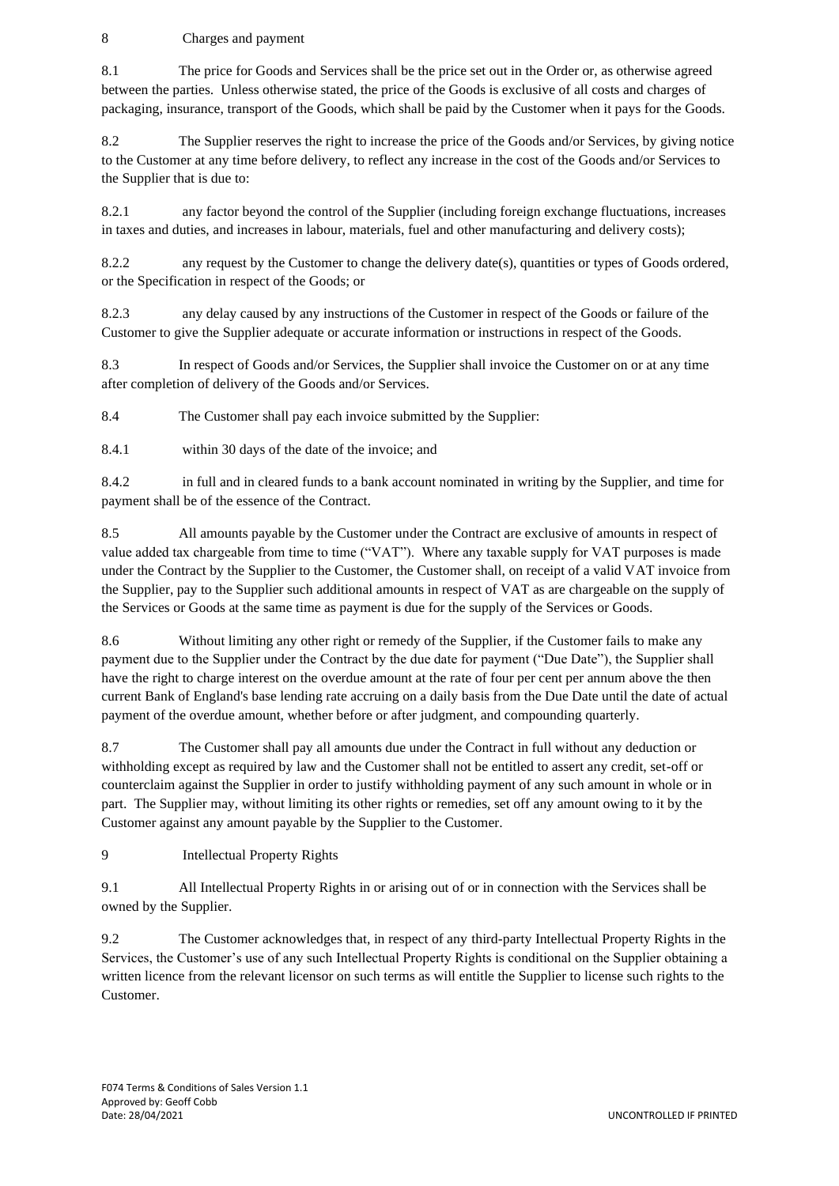## 8 Charges and payment

8.1 The price for Goods and Services shall be the price set out in the Order or, as otherwise agreed between the parties. Unless otherwise stated, the price of the Goods is exclusive of all costs and charges of packaging, insurance, transport of the Goods, which shall be paid by the Customer when it pays for the Goods.

8.2 The Supplier reserves the right to increase the price of the Goods and/or Services, by giving notice to the Customer at any time before delivery, to reflect any increase in the cost of the Goods and/or Services to the Supplier that is due to:

8.2.1 any factor beyond the control of the Supplier (including foreign exchange fluctuations, increases in taxes and duties, and increases in labour, materials, fuel and other manufacturing and delivery costs);

8.2.2 any request by the Customer to change the delivery date(s), quantities or types of Goods ordered, or the Specification in respect of the Goods; or

8.2.3 any delay caused by any instructions of the Customer in respect of the Goods or failure of the Customer to give the Supplier adequate or accurate information or instructions in respect of the Goods.

8.3 In respect of Goods and/or Services, the Supplier shall invoice the Customer on or at any time after completion of delivery of the Goods and/or Services.

8.4 The Customer shall pay each invoice submitted by the Supplier:

8.4.1 within 30 days of the date of the invoice; and

8.4.2 in full and in cleared funds to a bank account nominated in writing by the Supplier, and time for payment shall be of the essence of the Contract.

8.5 All amounts payable by the Customer under the Contract are exclusive of amounts in respect of value added tax chargeable from time to time ("VAT"). Where any taxable supply for VAT purposes is made under the Contract by the Supplier to the Customer, the Customer shall, on receipt of a valid VAT invoice from the Supplier, pay to the Supplier such additional amounts in respect of VAT as are chargeable on the supply of the Services or Goods at the same time as payment is due for the supply of the Services or Goods.

8.6 Without limiting any other right or remedy of the Supplier, if the Customer fails to make any payment due to the Supplier under the Contract by the due date for payment ("Due Date"), the Supplier shall have the right to charge interest on the overdue amount at the rate of four per cent per annum above the then current Bank of England's base lending rate accruing on a daily basis from the Due Date until the date of actual payment of the overdue amount, whether before or after judgment, and compounding quarterly.

8.7 The Customer shall pay all amounts due under the Contract in full without any deduction or withholding except as required by law and the Customer shall not be entitled to assert any credit, set-off or counterclaim against the Supplier in order to justify withholding payment of any such amount in whole or in part. The Supplier may, without limiting its other rights or remedies, set off any amount owing to it by the Customer against any amount payable by the Supplier to the Customer.

## 9 Intellectual Property Rights

9.1 All Intellectual Property Rights in or arising out of or in connection with the Services shall be owned by the Supplier.

9.2 The Customer acknowledges that, in respect of any third-party Intellectual Property Rights in the Services, the Customer's use of any such Intellectual Property Rights is conditional on the Supplier obtaining a written licence from the relevant licensor on such terms as will entitle the Supplier to license such rights to the Customer.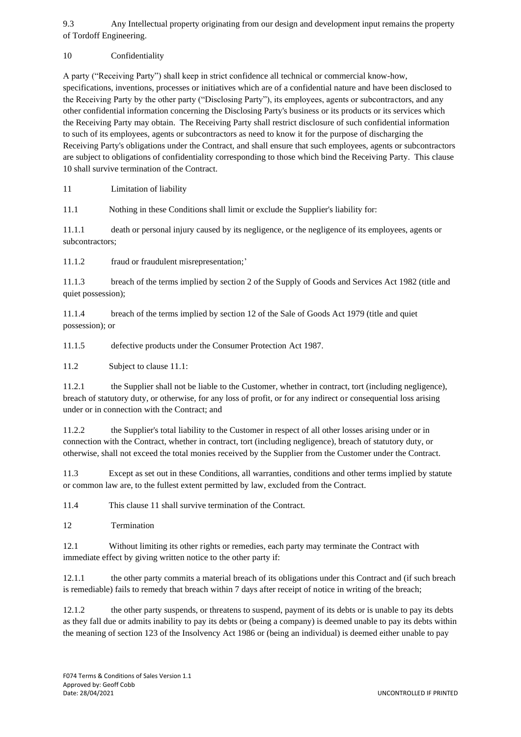9.3 Any Intellectual property originating from our design and development input remains the property of Tordoff Engineering.

## 10 Confidentiality

A party ("Receiving Party") shall keep in strict confidence all technical or commercial know-how, specifications, inventions, processes or initiatives which are of a confidential nature and have been disclosed to the Receiving Party by the other party ("Disclosing Party"), its employees, agents or subcontractors, and any other confidential information concerning the Disclosing Party's business or its products or its services which the Receiving Party may obtain. The Receiving Party shall restrict disclosure of such confidential information to such of its employees, agents or subcontractors as need to know it for the purpose of discharging the Receiving Party's obligations under the Contract, and shall ensure that such employees, agents or subcontractors are subject to obligations of confidentiality corresponding to those which bind the Receiving Party. This clause 10 shall survive termination of the Contract.

## 11 Limitation of liability

11.1 Nothing in these Conditions shall limit or exclude the Supplier's liability for:

11.1.1 death or personal injury caused by its negligence, or the negligence of its employees, agents or subcontractors;

11.1.2 fraud or fraudulent misrepresentation;'

11.1.3 breach of the terms implied by section 2 of the Supply of Goods and Services Act 1982 (title and quiet possession);

11.1.4 breach of the terms implied by section 12 of the Sale of Goods Act 1979 (title and quiet possession); or

11.1.5 defective products under the Consumer Protection Act 1987.

11.2 Subject to clause 11.1:

11.2.1 the Supplier shall not be liable to the Customer, whether in contract, tort (including negligence), breach of statutory duty, or otherwise, for any loss of profit, or for any indirect or consequential loss arising under or in connection with the Contract; and

11.2.2 the Supplier's total liability to the Customer in respect of all other losses arising under or in connection with the Contract, whether in contract, tort (including negligence), breach of statutory duty, or otherwise, shall not exceed the total monies received by the Supplier from the Customer under the Contract.

11.3 Except as set out in these Conditions, all warranties, conditions and other terms implied by statute or common law are, to the fullest extent permitted by law, excluded from the Contract.

11.4 This clause 11 shall survive termination of the Contract.

## 12 Termination

12.1 Without limiting its other rights or remedies, each party may terminate the Contract with immediate effect by giving written notice to the other party if:

12.1.1 the other party commits a material breach of its obligations under this Contract and (if such breach is remediable) fails to remedy that breach within 7 days after receipt of notice in writing of the breach;

12.1.2 the other party suspends, or threatens to suspend, payment of its debts or is unable to pay its debts as they fall due or admits inability to pay its debts or (being a company) is deemed unable to pay its debts within the meaning of section 123 of the Insolvency Act 1986 or (being an individual) is deemed either unable to pay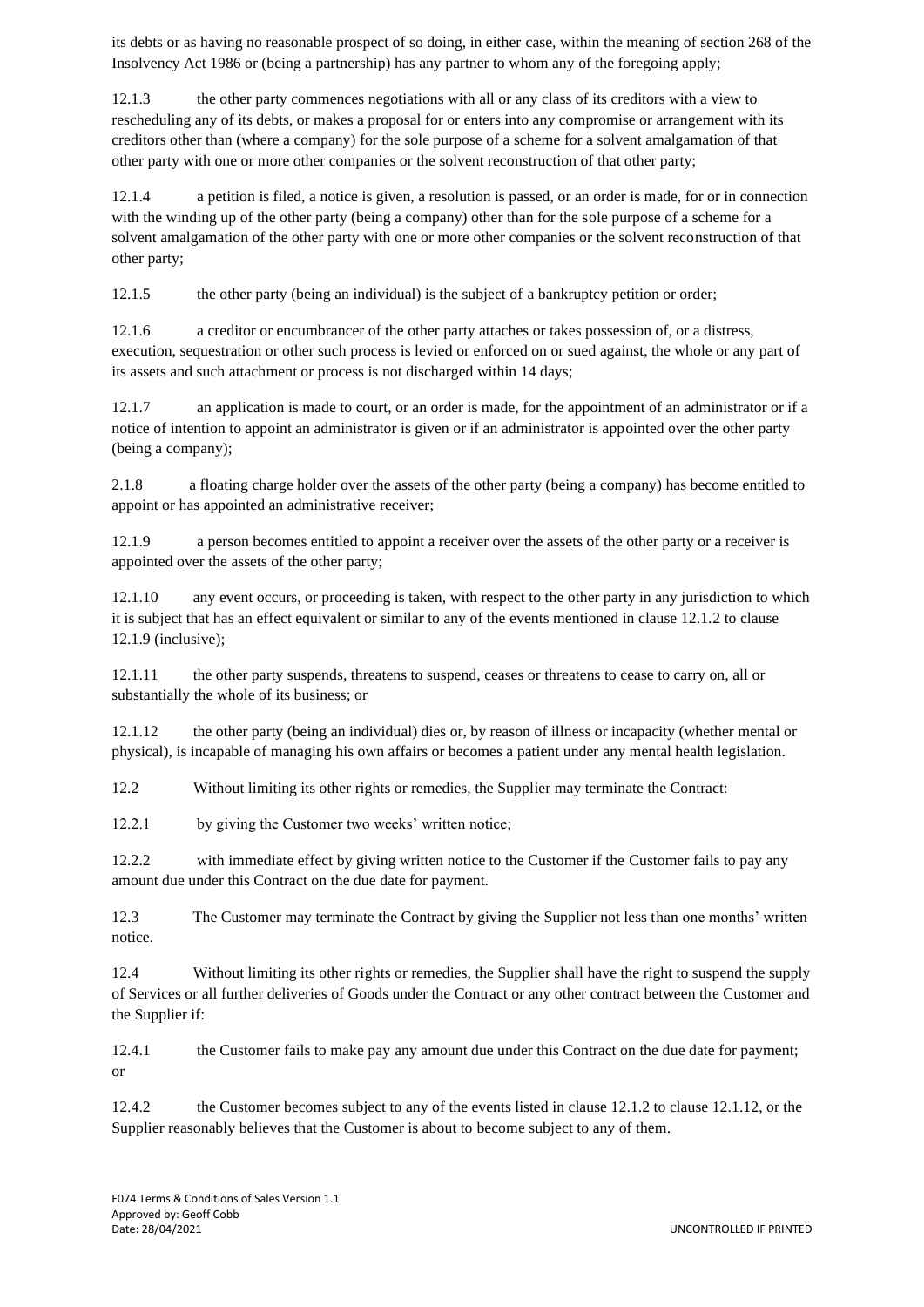its debts or as having no reasonable prospect of so doing, in either case, within the meaning of section 268 of the Insolvency Act 1986 or (being a partnership) has any partner to whom any of the foregoing apply;

12.1.3 the other party commences negotiations with all or any class of its creditors with a view to rescheduling any of its debts, or makes a proposal for or enters into any compromise or arrangement with its creditors other than (where a company) for the sole purpose of a scheme for a solvent amalgamation of that other party with one or more other companies or the solvent reconstruction of that other party;

12.1.4 a petition is filed, a notice is given, a resolution is passed, or an order is made, for or in connection with the winding up of the other party (being a company) other than for the sole purpose of a scheme for a solvent amalgamation of the other party with one or more other companies or the solvent reconstruction of that other party;

12.1.5 the other party (being an individual) is the subject of a bankruptcy petition or order;

12.1.6 a creditor or encumbrancer of the other party attaches or takes possession of, or a distress, execution, sequestration or other such process is levied or enforced on or sued against, the whole or any part of its assets and such attachment or process is not discharged within 14 days;

12.1.7 an application is made to court, or an order is made, for the appointment of an administrator or if a notice of intention to appoint an administrator is given or if an administrator is appointed over the other party (being a company);

2.1.8 a floating charge holder over the assets of the other party (being a company) has become entitled to appoint or has appointed an administrative receiver;

12.1.9 a person becomes entitled to appoint a receiver over the assets of the other party or a receiver is appointed over the assets of the other party;

12.1.10 any event occurs, or proceeding is taken, with respect to the other party in any jurisdiction to which it is subject that has an effect equivalent or similar to any of the events mentioned in clause 12.1.2 to clause 12.1.9 (inclusive);

12.1.11 the other party suspends, threatens to suspend, ceases or threatens to cease to carry on, all or substantially the whole of its business; or

12.1.12 the other party (being an individual) dies or, by reason of illness or incapacity (whether mental or physical), is incapable of managing his own affairs or becomes a patient under any mental health legislation.

12.2 Without limiting its other rights or remedies, the Supplier may terminate the Contract:

12.2.1 by giving the Customer two weeks' written notice;

12.2.2 with immediate effect by giving written notice to the Customer if the Customer fails to pay any amount due under this Contract on the due date for payment.

12.3 The Customer may terminate the Contract by giving the Supplier not less than one months' written notice.

12.4 Without limiting its other rights or remedies, the Supplier shall have the right to suspend the supply of Services or all further deliveries of Goods under the Contract or any other contract between the Customer and the Supplier if:

12.4.1 the Customer fails to make pay any amount due under this Contract on the due date for payment; or

12.4.2 the Customer becomes subject to any of the events listed in clause 12.1.2 to clause 12.1.12, or the Supplier reasonably believes that the Customer is about to become subject to any of them.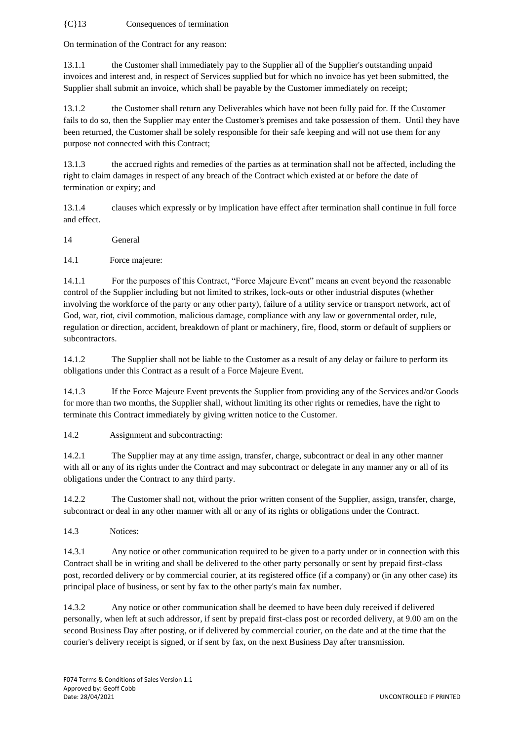{C}13 Consequences of termination

On termination of the Contract for any reason:

13.1.1 the Customer shall immediately pay to the Supplier all of the Supplier's outstanding unpaid invoices and interest and, in respect of Services supplied but for which no invoice has yet been submitted, the Supplier shall submit an invoice, which shall be payable by the Customer immediately on receipt;

13.1.2 the Customer shall return any Deliverables which have not been fully paid for. If the Customer fails to do so, then the Supplier may enter the Customer's premises and take possession of them. Until they have been returned, the Customer shall be solely responsible for their safe keeping and will not use them for any purpose not connected with this Contract;

13.1.3 the accrued rights and remedies of the parties as at termination shall not be affected, including the right to claim damages in respect of any breach of the Contract which existed at or before the date of termination or expiry; and

13.1.4 clauses which expressly or by implication have effect after termination shall continue in full force and effect.

14 General

14.1 Force majeure:

14.1.1 For the purposes of this Contract, "Force Majeure Event" means an event beyond the reasonable control of the Supplier including but not limited to strikes, lock-outs or other industrial disputes (whether involving the workforce of the party or any other party), failure of a utility service or transport network, act of God, war, riot, civil commotion, malicious damage, compliance with any law or governmental order, rule, regulation or direction, accident, breakdown of plant or machinery, fire, flood, storm or default of suppliers or subcontractors.

14.1.2 The Supplier shall not be liable to the Customer as a result of any delay or failure to perform its obligations under this Contract as a result of a Force Majeure Event.

14.1.3 If the Force Majeure Event prevents the Supplier from providing any of the Services and/or Goods for more than two months, the Supplier shall, without limiting its other rights or remedies, have the right to terminate this Contract immediately by giving written notice to the Customer.

14.2 Assignment and subcontracting:

14.2.1 The Supplier may at any time assign, transfer, charge, subcontract or deal in any other manner with all or any of its rights under the Contract and may subcontract or delegate in any manner any or all of its obligations under the Contract to any third party.

14.2.2 The Customer shall not, without the prior written consent of the Supplier, assign, transfer, charge, subcontract or deal in any other manner with all or any of its rights or obligations under the Contract.

14.3 Notices:

14.3.1 Any notice or other communication required to be given to a party under or in connection with this Contract shall be in writing and shall be delivered to the other party personally or sent by prepaid first-class post, recorded delivery or by commercial courier, at its registered office (if a company) or (in any other case) its principal place of business, or sent by fax to the other party's main fax number.

14.3.2 Any notice or other communication shall be deemed to have been duly received if delivered personally, when left at such addressor, if sent by prepaid first-class post or recorded delivery, at 9.00 am on the second Business Day after posting, or if delivered by commercial courier, on the date and at the time that the courier's delivery receipt is signed, or if sent by fax, on the next Business Day after transmission.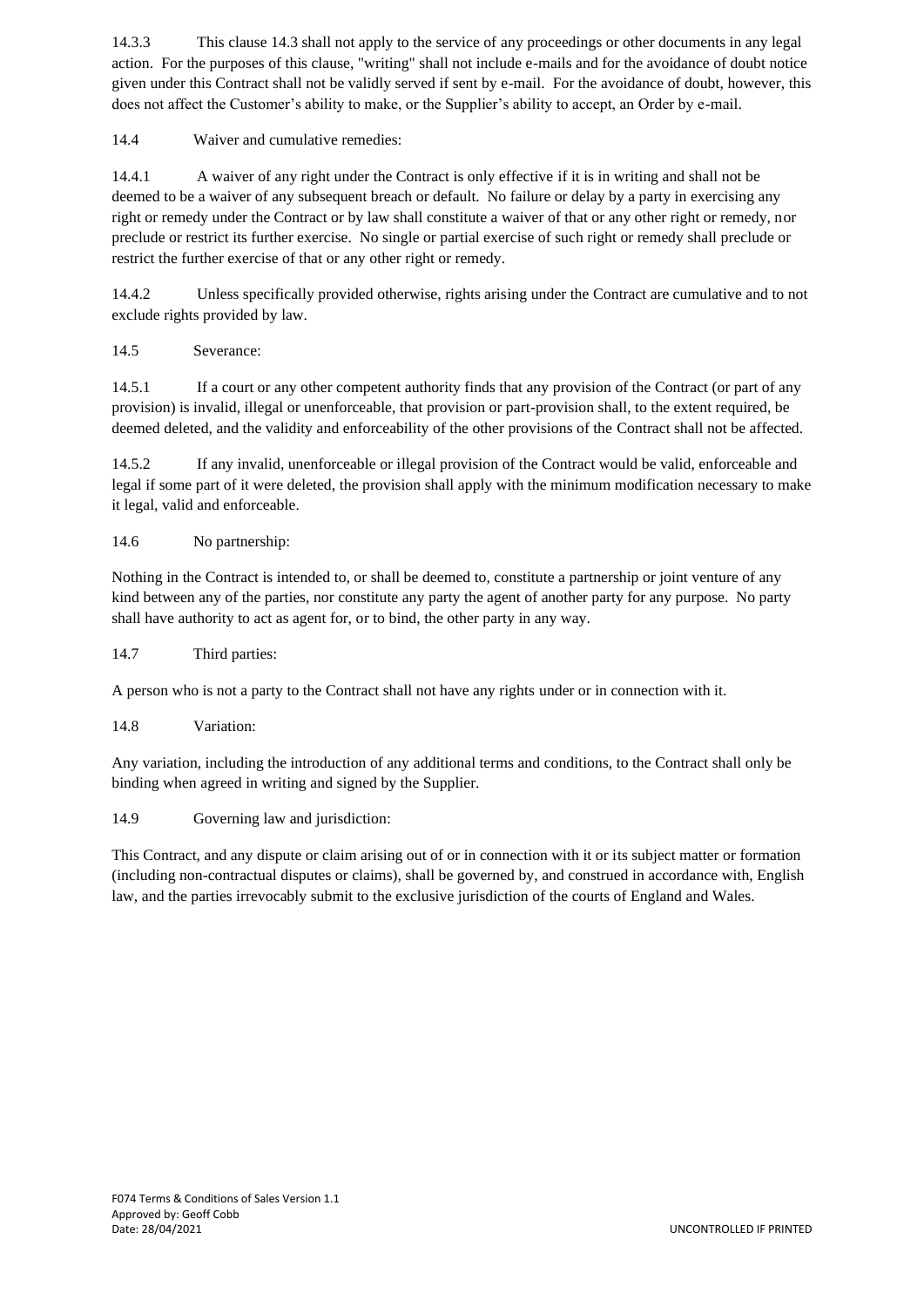14.3.3 This clause 14.3 shall not apply to the service of any proceedings or other documents in any legal action. For the purposes of this clause, "writing" shall not include e-mails and for the avoidance of doubt notice given under this Contract shall not be validly served if sent by e-mail. For the avoidance of doubt, however, this does not affect the Customer's ability to make, or the Supplier's ability to accept, an Order by e-mail.

14.4 Waiver and cumulative remedies:

14.4.1 A waiver of any right under the Contract is only effective if it is in writing and shall not be deemed to be a waiver of any subsequent breach or default. No failure or delay by a party in exercising any right or remedy under the Contract or by law shall constitute a waiver of that or any other right or remedy, nor preclude or restrict its further exercise. No single or partial exercise of such right or remedy shall preclude or restrict the further exercise of that or any other right or remedy.

14.4.2 Unless specifically provided otherwise, rights arising under the Contract are cumulative and to not exclude rights provided by law.

14.5 Severance:

14.5.1 If a court or any other competent authority finds that any provision of the Contract (or part of any provision) is invalid, illegal or unenforceable, that provision or part-provision shall, to the extent required, be deemed deleted, and the validity and enforceability of the other provisions of the Contract shall not be affected.

14.5.2 If any invalid, unenforceable or illegal provision of the Contract would be valid, enforceable and legal if some part of it were deleted, the provision shall apply with the minimum modification necessary to make it legal, valid and enforceable.

14.6 No partnership:

Nothing in the Contract is intended to, or shall be deemed to, constitute a partnership or joint venture of any kind between any of the parties, nor constitute any party the agent of another party for any purpose. No party shall have authority to act as agent for, or to bind, the other party in any way.

14.7 Third parties:

A person who is not a party to the Contract shall not have any rights under or in connection with it.

14.8 Variation:

Any variation, including the introduction of any additional terms and conditions, to the Contract shall only be binding when agreed in writing and signed by the Supplier.

14.9 Governing law and jurisdiction:

This Contract, and any dispute or claim arising out of or in connection with it or its subject matter or formation (including non-contractual disputes or claims), shall be governed by, and construed in accordance with, English law, and the parties irrevocably submit to the exclusive jurisdiction of the courts of England and Wales.